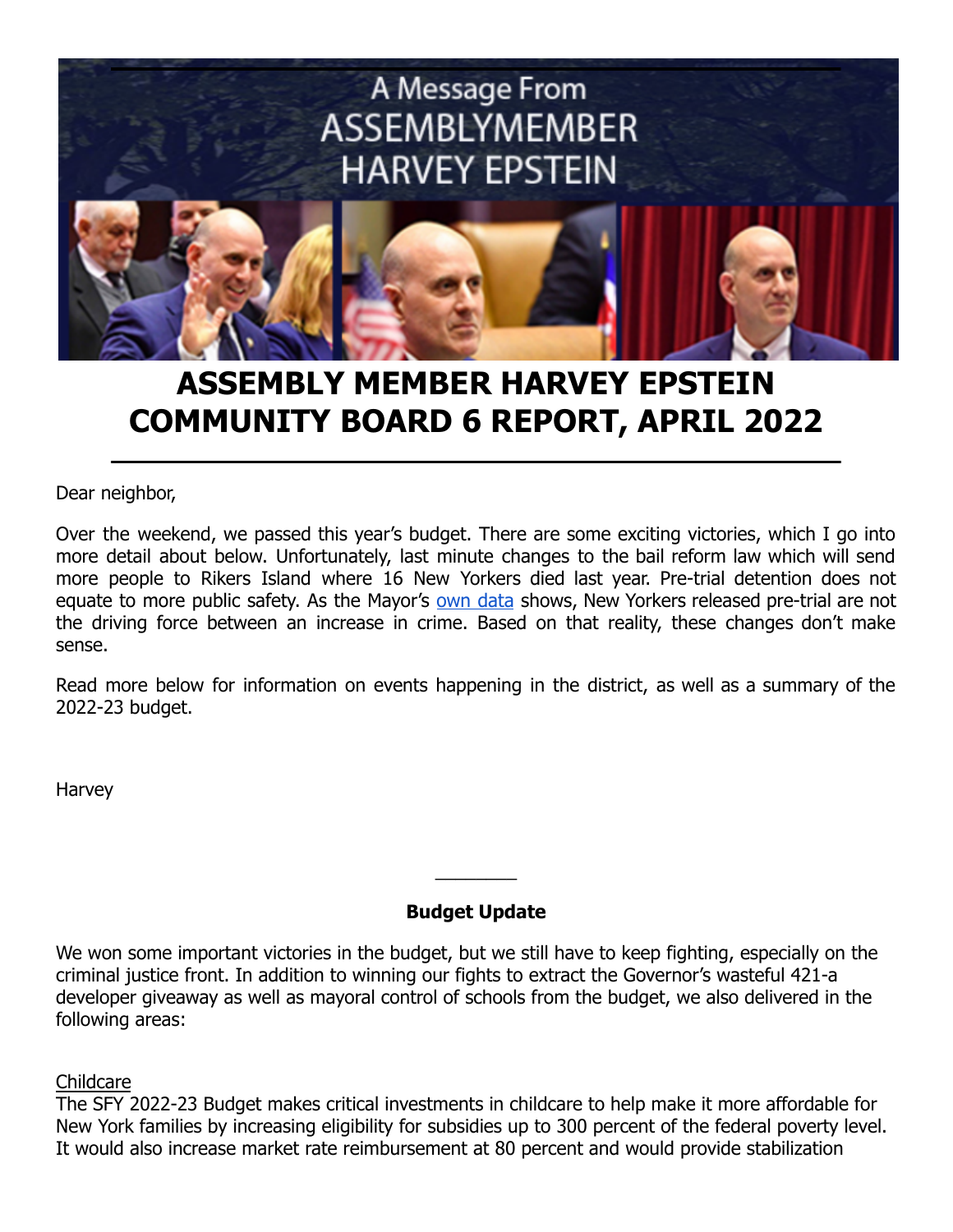# ASSEMBLY MEMBER HARVEY EPSTEIN COMMUNITY BOARD 6 REPORT, APRIL 2022

Dear neighbor,

Over the weekend, we passed this year's budget. There are some exciting victories, which I go into more detail about below. Unfortunately, last minute changes to the bail reform law which will send more people to Rikers Island where 16 New Yorkers died last year. Pre-trial detention does not equate to more public safety. As the Mayor's own data shows, New Yorkers released pre-trial are not the driving force between an increase in crime. Based on that reality, these changes don't make sense.

Read more below for information on events happening in the district, as well as a summary of the 2022-23 budget.

Harvey

---

**Budget Update**

We won some important victories in the budget, but we still have to keep fighting, especially on the criminal justice front. In addition to winning our fights to extract the Governor's wasteful 421-a developer giveaway as well as mayoral control of schools from the budget, we also delivered in the following areas:

Childcare
The SFY 2022-23 Budget makes critical investments in childcare to help make it more affordable for New York families by increasing eligibility for subsidies up to 300 percent of the federal poverty level. It would also increase market rate reimbursement at 80 percent and would provide stabilization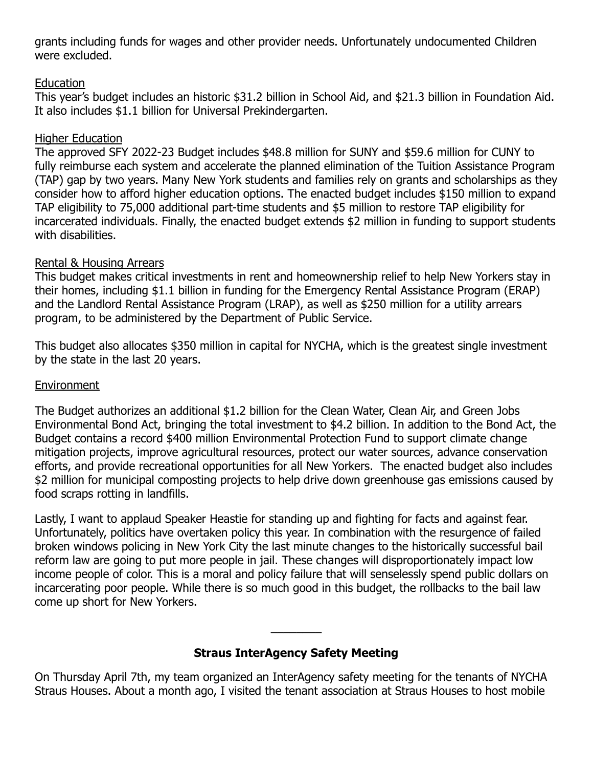grants including funds for wages and other provider needs. Unfortunately undocumented Children were excluded.

Education

This year's budget includes an historic $31.2 billion in School Aid, and $21.3 billion in Foundation Aid. It also includes $1.1 billion for Universal Prekindergarten.

Higher Education

The approved SFY 2022-23 Budget includes $48.8 million for SUNY and $59.6 million for CUNY to fully reimburse each system and accelerate the planned elimination of the Tuition Assistance Program (TAP) gap by two years. Many New York students and families rely on grants and scholarships as they consider how to afford higher education options. The enacted budget includes $150 million to expand TAP eligibility to 75,000 additional part-time students and $5 million to restore TAP eligibility for incarcerated individuals. Finally, the enacted budget extends $2 million in funding to support students with disabilities.

Rental & Housing Arrears

This budget makes critical investments in rent and homeownership relief to help New Yorkers stay in their homes, including $1.1 billion in funding for the Emergency Rental Assistance Program (ERAP) and the Landlord Rental Assistance Program (LRAP), as well as $250 million for a utility arrears program, to be administered by the Department of Public Service.

This budget also allocates $350 million in capital for NYCHA, which is the greatest single investment by the state in the last 20 years.

Environment

The Budget authorizes an additional $1.2 billion for the Clean Water, Clean Air, and Green Jobs Environmental Bond Act, bringing the total investment to $4.2 billion. In addition to the Bond Act, the Budget contains a record $400 million Environmental Protection Fund to support climate change mitigation projects, improve agricultural resources, protect our water sources, advance conservation efforts, and provide recreational opportunities for all New Yorkers. The enacted budget also includes $2 million for municipal composting projects to help drive down greenhouse gas emissions caused by food scraps rotting in landfills.

Lastly, I want to applaud Speaker Heastie for standing up and fighting for facts and against fear. Unfortunately, politics have overtaken policy this year. In combination with the resurgence of failed broken windows policing in New York City the last minute changes to the historically successful bail reform law are going to put more people in jail. These changes will disproportionately impact low income people of color. This is a moral and policy failure that will senselessly spend public dollars on incarcerating poor people. While there is so much good in this budget, the rollbacks to the bail law come up short for New Yorkers.

---

**Straus InterAgency Safety Meeting**

On Thursday April 7th, my team organized an InterAgency safety meeting for the tenants of NYCHA Straus Houses. About a month ago, I visited the tenant association at Straus Houses to host mobile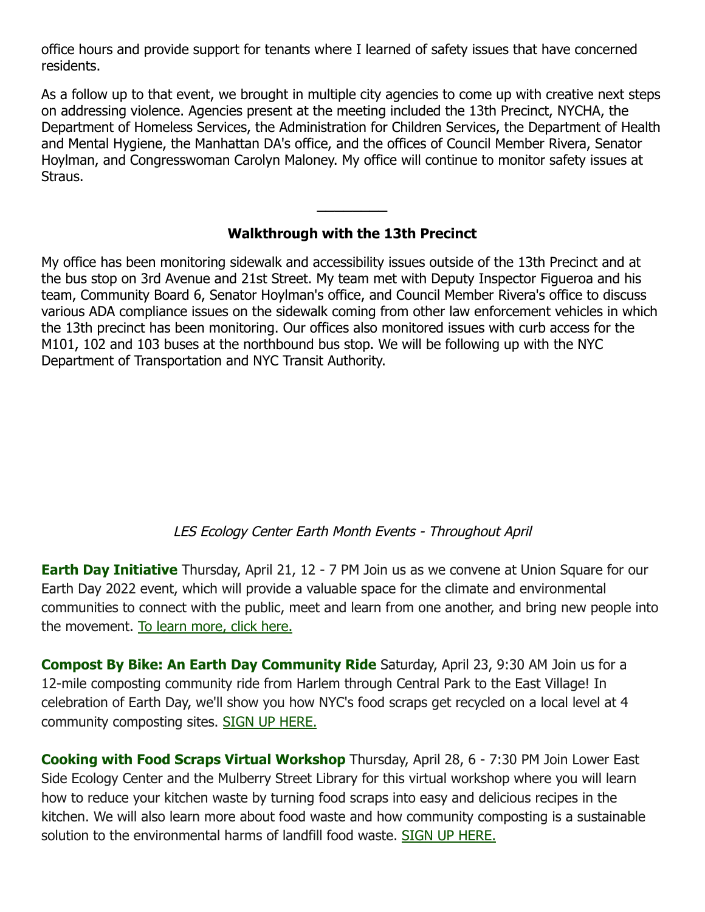office hours and provide support for tenants where I learned of safety issues that have concerned residents.

As a follow up to that event, we brought in multiple city agencies to come up with creative next steps on addressing violence. Agencies present at the meeting included the 13th Precinct, NYCHA, the Department of Homeless Services, the Administration for Children Services, the Department of Health and Mental Hygiene, the Manhattan DA's office, and the offices of Council Member Rivera, Senator Hoylman, and Congresswoman Carolyn Maloney. My office will continue to monitor safety issues at Straus.

---

**Walkthrough with the 13th Precinct**

My office has been monitoring sidewalk and accessibility issues outside of the 13th Precinct and at the bus stop on 3rd Avenue and 21st Street. My team met with Deputy Inspector Figueroa and his team, Community Board 6, Senator Hoylman's office, and Council Member Rivera's office to discuss various ADA compliance issues on the sidewalk coming from other law enforcement vehicles in which the 13th precinct has been monitoring. Our offices also monitored issues with curb access for the M101, 102 and 103 buses at the northbound bus stop. We will be following up with the NYC Department of Transportation and NYC Transit Authority.

*LES Ecology Center Earth Month Events - Throughout April*

**Earth Day Initiative** Thursday, April 21, 12 - 7 PM Join us as we convene at Union Square for our Earth Day 2022 event, which will provide a valuable space for the climate and environmental communities to connect with the public, meet and learn from one another, and bring new people into the movement. To learn more, click here.

**Compost By Bike: An Earth Day Community Ride** Saturday, April 23, 9:30 AM Join us for a 12-mile composting community ride from Harlem through Central Park to the East Village! In celebration of Earth Day, we'll show you how NYC's food scraps get recycled on a local level at 4 community composting sites. SIGN UP HERE.

**Cooking with Food Scraps Virtual Workshop** Thursday, April 28, 6 - 7:30 PM Join Lower East Side Ecology Center and the Mulberry Street Library for this virtual workshop where you will learn how to reduce your kitchen waste by turning food scraps into easy and delicious recipes in the kitchen. We will also learn more about food waste and how community composting is a sustainable solution to the environmental harms of landfill food waste. SIGN UP HERE.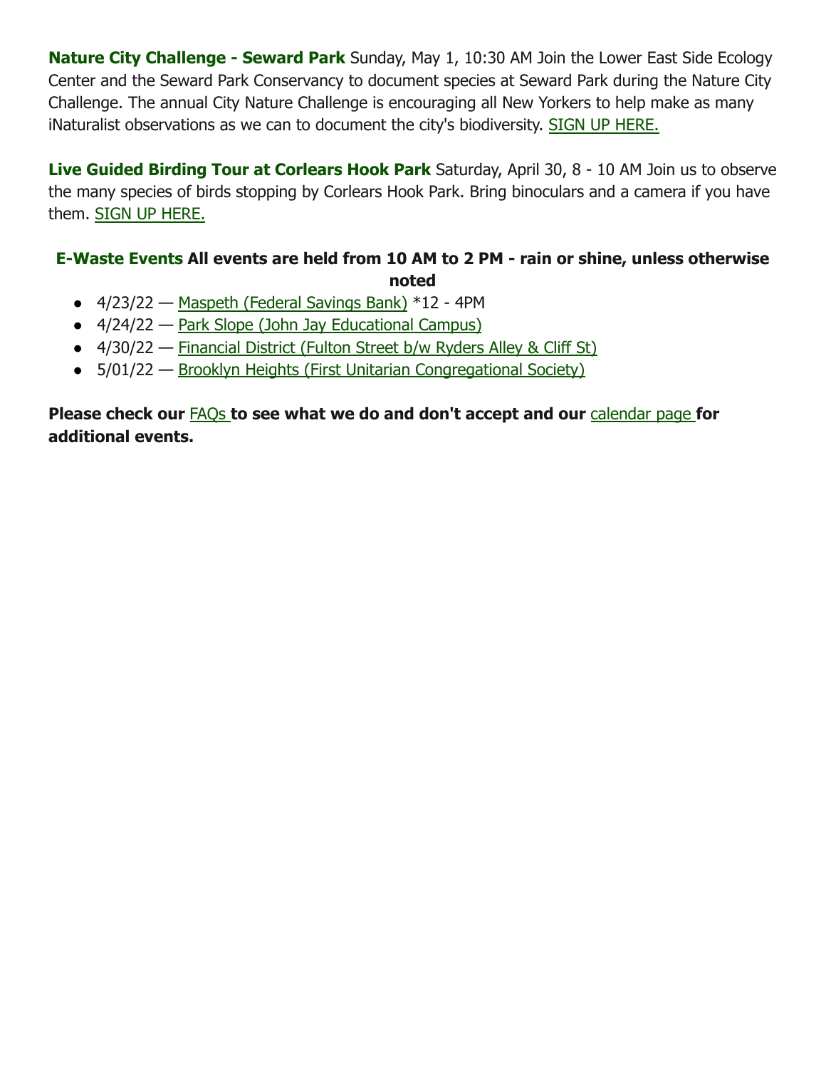**Nature City Challenge - Seward Park** Sunday, May 1, 10:30 AM Join the Lower East Side Ecology Center and the Seward Park Conservancy to document species at Seward Park during the Nature City Challenge. The annual City Nature Challenge is encouraging all New Yorkers to help make as many iNaturalist observations as we can to document the city's biodiversity. SIGN UP HERE.

**Live Guided Birding Tour at Corlears Hook Park** Saturday, April 30, 8 - 10 AM Join us to observe the many species of birds stopping by Corlears Hook Park. Bring binoculars and a camera if you have them. SIGN UP HERE.

**E-Waste Events All events are held from 10 AM to 2 PM - rain or shine, unless otherwise noted**

- 4/23/22 — Maspeth (Federal Savings Bank) *12 - 4PM
- 4/24/22 — Park Slope (John Jay Educational Campus)
- 4/30/22 — Financial District (Fulton Street b/w Ryders Alley & Cliff St)
- 5/01/22 — Brooklyn Heights (First Unitarian Congregational Society)

**Please check our FAQs to see what we do and don't accept and our calendar page for additional events.**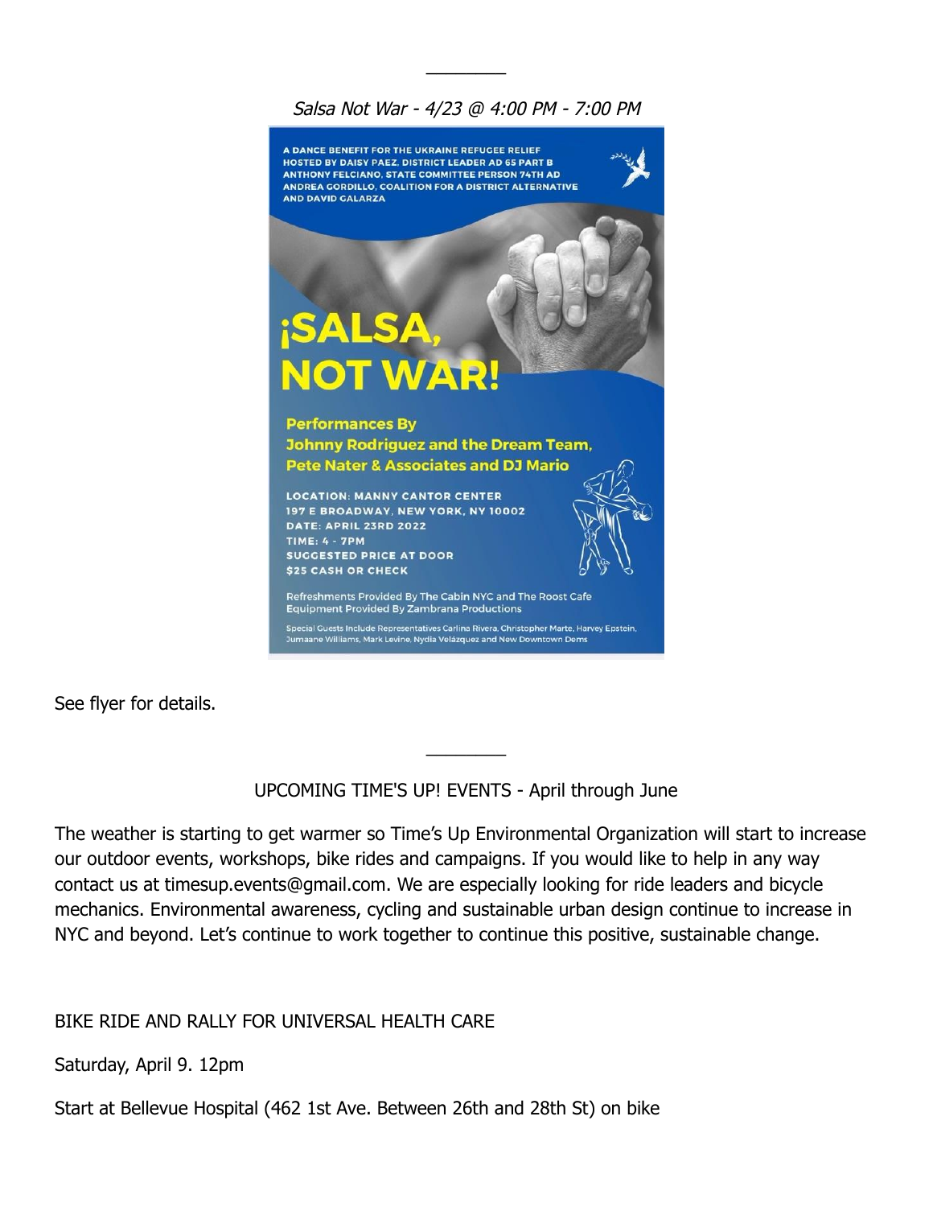---

*Salsa Not War - 4/23 @ 4:00 PM - 7:00 PM*

A DANCE BENEFIT FOR THE UKRAINE REFUGEE RELIEF HOSTED BY DAISY PAEZ, DISTRICT LEADER AD 65 PART B ANTHONY FELCIANO, STATE COMMITTEE PERSON 74TH AD ANDREA GORDILLO, COALITION FOR A DISTRICT ALTERNATIVE AND DAVID GALARZA

**¡SALSA, NOT WAR!**

**Performances By Johnny Rodriguez and the Dream Team, Pete Nater & Associates and DJ Mario**

LOCATION: MANNY CANTOR CENTER
197 E BROADWAY, NEW YORK, NY 10002
DATE: APRIL 23RD 2022
TIME: 4 - 7PM
SUGGESTED PRICE AT DOOR
$25 CASH OR CHECK

Refreshments Provided By The Cabin NYC and The Roost Cafe
Equipment Provided By Zambrana Productions

Special Guests Include Representatives Carlina Rivera, Christopher Marte, Harvey Epstein, Jumaane Williams, Mark Levine, Nydia Velázquez and New Downtown Dems

See flyer for details.

---

UPCOMING TIME'S UP! EVENTS - April through June

The weather is starting to get warmer so Time's Up Environmental Organization will start to increase our outdoor events, workshops, bike rides and campaigns. If you would like to help in any way contact us at timesup.events@gmail.com. We are especially looking for ride leaders and bicycle mechanics. Environmental awareness, cycling and sustainable urban design continue to increase in NYC and beyond. Let's continue to work together to continue this positive, sustainable change.

BIKE RIDE AND RALLY FOR UNIVERSAL HEALTH CARE

Saturday, April 9. 12pm

Start at Bellevue Hospital (462 1st Ave. Between 26th and 28th St) on bike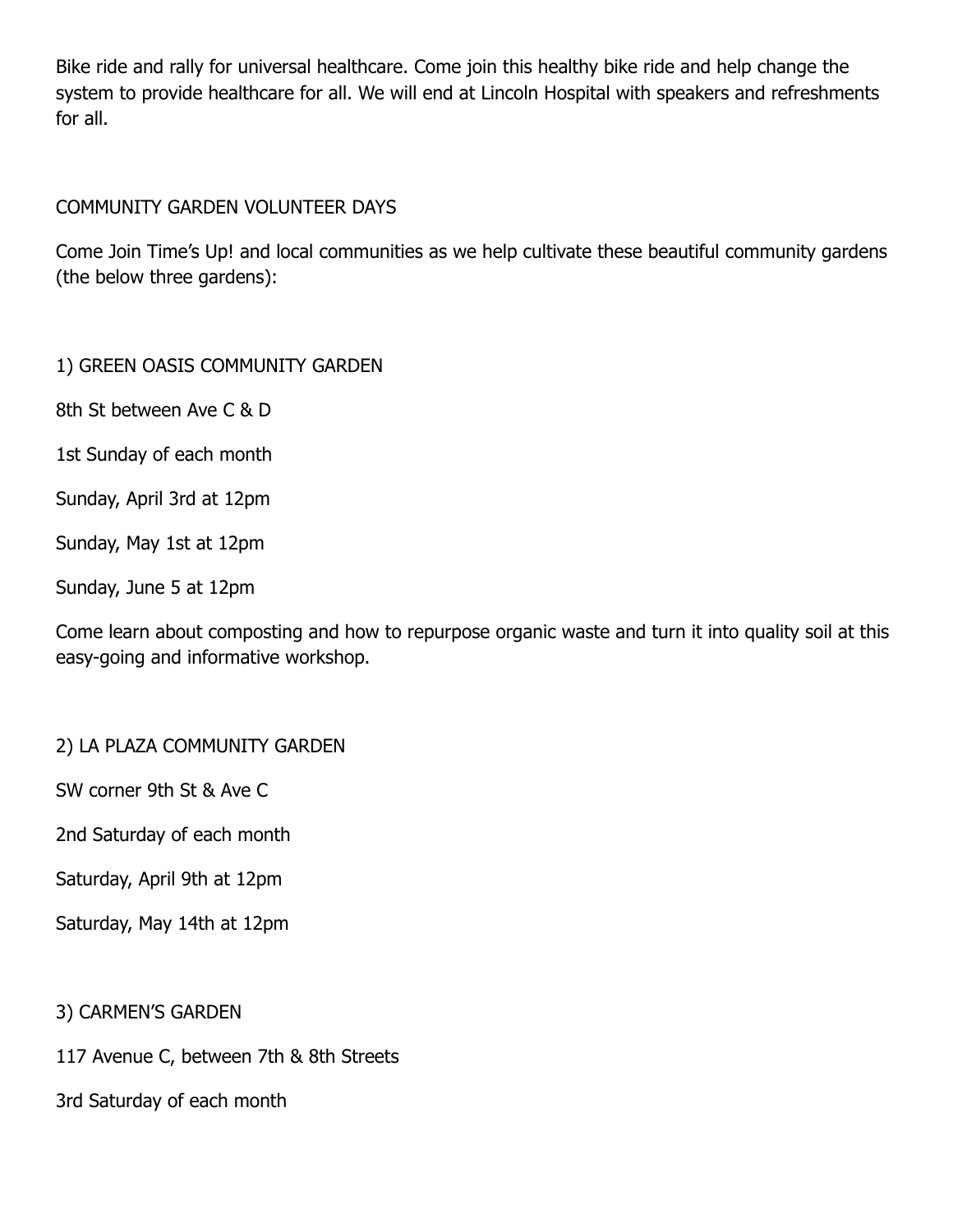Bike ride and rally for universal healthcare. Come join this healthy bike ride and help change the system to provide healthcare for all. We will end at Lincoln Hospital with speakers and refreshments for all.

COMMUNITY GARDEN VOLUNTEER DAYS

Come Join Time's Up! and local communities as we help cultivate these beautiful community gardens (the below three gardens):

1) GREEN OASIS COMMUNITY GARDEN

8th St between Ave C & D

1st Sunday of each month

Sunday, April 3rd at 12pm

Sunday, May 1st at 12pm

Sunday, June 5 at 12pm

Come learn about composting and how to repurpose organic waste and turn it into quality soil at this easy-going and informative workshop.

2) LA PLAZA COMMUNITY GARDEN

SW corner 9th St & Ave C

2nd Saturday of each month

Saturday, April 9th at 12pm

Saturday, May 14th at 12pm

3) CARMEN'S GARDEN

117 Avenue C, between 7th & 8th Streets

3rd Saturday of each month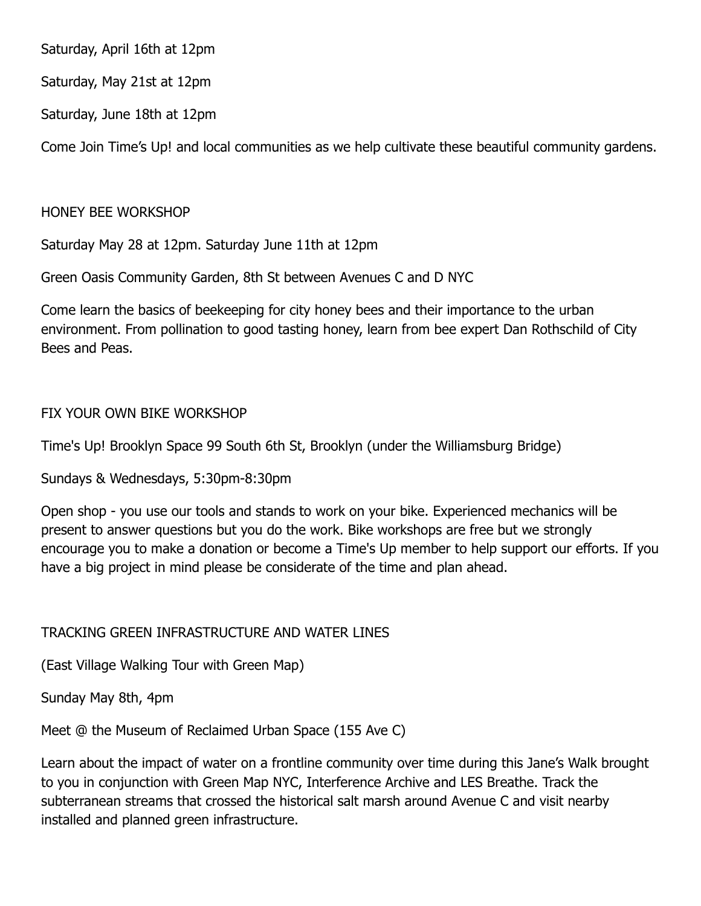Saturday, April 16th at 12pm

Saturday, May 21st at 12pm

Saturday, June 18th at 12pm

Come Join Time's Up! and local communities as we help cultivate these beautiful community gardens.

## HONEY BEE WORKSHOP

Saturday May 28 at 12pm. Saturday June 11th at 12pm

Green Oasis Community Garden, 8th St between Avenues C and D NYC

Come learn the basics of beekeeping for city honey bees and their importance to the urban environment. From pollination to good tasting honey, learn from bee expert Dan Rothschild of City Bees and Peas.

## FIX YOUR OWN BIKE WORKSHOP

Time's Up! Brooklyn Space 99 South 6th St, Brooklyn (under the Williamsburg Bridge)

Sundays & Wednesdays, 5:30pm-8:30pm

Open shop - you use our tools and stands to work on your bike. Experienced mechanics will be present to answer questions but you do the work. Bike workshops are free but we strongly encourage you to make a donation or become a Time's Up member to help support our efforts. If you have a big project in mind please be considerate of the time and plan ahead.

## TRACKING GREEN INFRASTRUCTURE AND WATER LINES

(East Village Walking Tour with Green Map)

Sunday May 8th, 4pm

Meet @ the Museum of Reclaimed Urban Space (155 Ave C)

Learn about the impact of water on a frontline community over time during this Jane's Walk brought to you in conjunction with Green Map NYC, Interference Archive and LES Breathe. Track the subterranean streams that crossed the historical salt marsh around Avenue C and visit nearby installed and planned green infrastructure.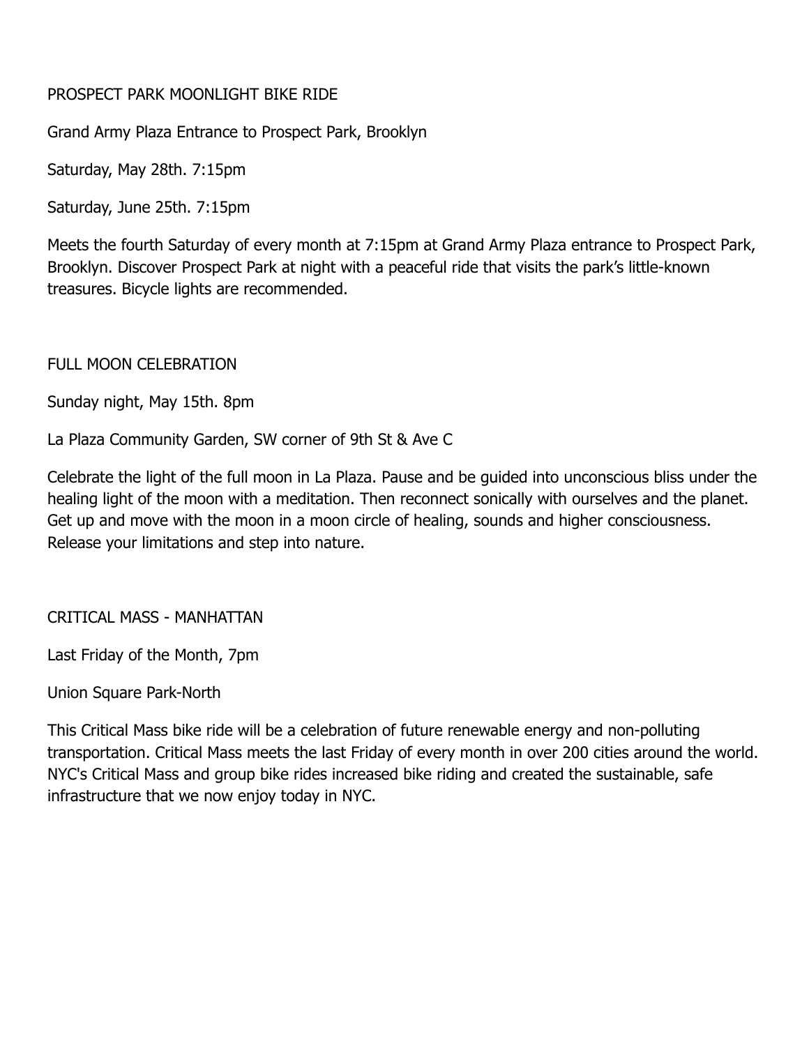## PROSPECT PARK MOONLIGHT BIKE RIDE

Grand Army Plaza Entrance to Prospect Park, Brooklyn

Saturday, May 28th. 7:15pm

Saturday, June 25th. 7:15pm

Meets the fourth Saturday of every month at 7:15pm at Grand Army Plaza entrance to Prospect Park, Brooklyn. Discover Prospect Park at night with a peaceful ride that visits the park's little-known treasures. Bicycle lights are recommended.

## FULL MOON CELEBRATION

Sunday night, May 15th. 8pm

La Plaza Community Garden, SW corner of 9th St & Ave C

Celebrate the light of the full moon in La Plaza. Pause and be guided into unconscious bliss under the healing light of the moon with a meditation. Then reconnect sonically with ourselves and the planet. Get up and move with the moon in a moon circle of healing, sounds and higher consciousness. Release your limitations and step into nature.

## CRITICAL MASS - MANHATTAN

Last Friday of the Month, 7pm

Union Square Park-North

This Critical Mass bike ride will be a celebration of future renewable energy and non-polluting transportation. Critical Mass meets the last Friday of every month in over 200 cities around the world. NYC's Critical Mass and group bike rides increased bike riding and created the sustainable, safe infrastructure that we now enjoy today in NYC.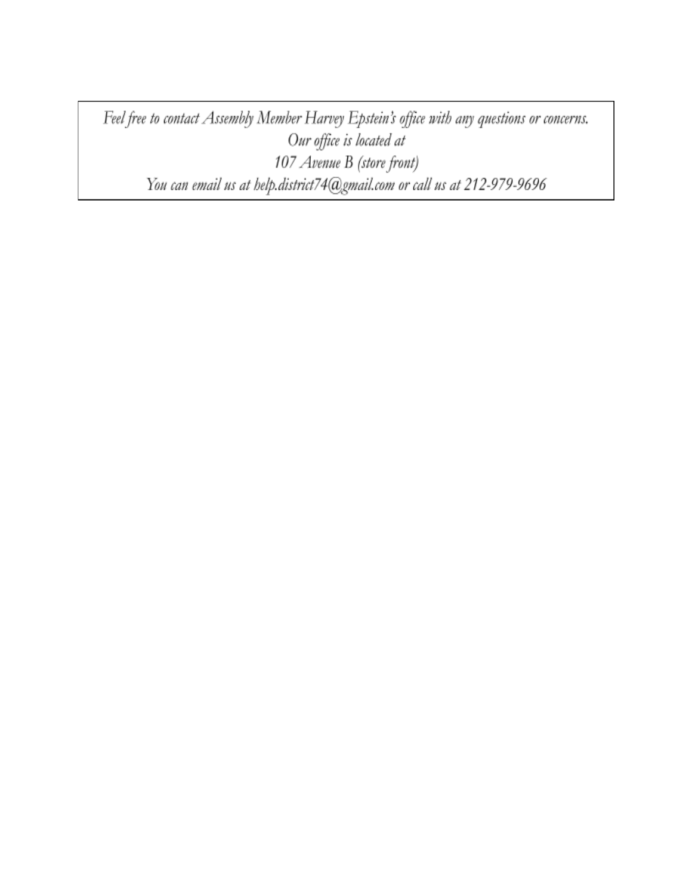*Feel free to contact Assembly Member Harvey Epstein's office with any questions or concerns.*
*Our office is located at*
*107 Avenue B (store front)*
*You can email us at help.district74@gmail.com or call us at 212-979-9696*